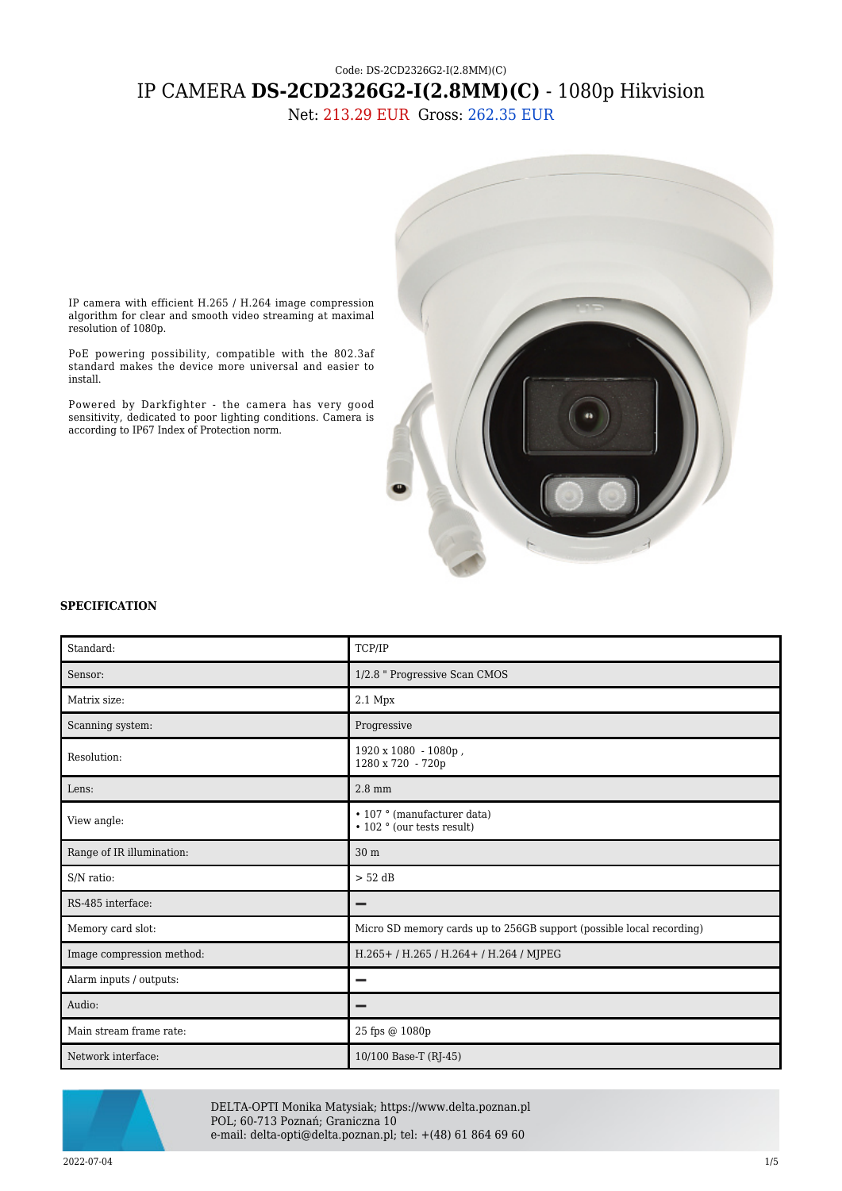Code: DS-2CD2326G2-I(2.8MM)(C)

# IP CAMERA **DS-2CD2326G2-I(2.8MM)(C)** - 1080p Hikvision

Net: 213.29 EUR Gross: 262.35 EUR

IP camera with efficient H.265 / H.264 image compression algorithm for clear and smooth video streaming at maximal resolution of 1080p.

PoE powering possibility, compatible with the 802.3af standard makes the device more universal and easier to install.

Powered by Darkfighter - the camera has very good sensitivity, dedicated to poor lighting conditions. Camera is according to IP67 Index of Protection norm.

### SPECIFICATION

| | |
|---|---|
| Standard: | TCP/IP |
| Sensor: | 1/2.8 " Progressive Scan CMOS |
| Matrix size: | 2.1 Mpx |
| Scanning system: | Progressive |
| Resolution: | 1920 x 1080 - 1080p ,<br>1280 x 720 - 720p |
| Lens: | 2.8 mm |
| View angle: | • 107 ° (manufacturer data)<br>• 102 ° (our tests result) |
| Range of IR illumination: | 30 m |
| S/N ratio: | > 52 dB |
| RS-485 interface: | — |
| Memory card slot: | Micro SD memory cards up to 256GB support (possible local recording) |
| Image compression method: | H.265+ / H.265 / H.264+ / H.264 / MJPEG |
| Alarm inputs / outputs: | — |
| Audio: | — |
| Main stream frame rate: | 25 fps @ 1080p |
| Network interface: | 10/100 Base-T (RJ-45) |

DELTA-OPTI Monika Matysiak; https://www.delta.poznan.pl
POL; 60-713 Poznań; Graniczna 10
e-mail: delta-opti@delta.poznan.pl; tel: +(48) 61 864 69 60

2022-07-04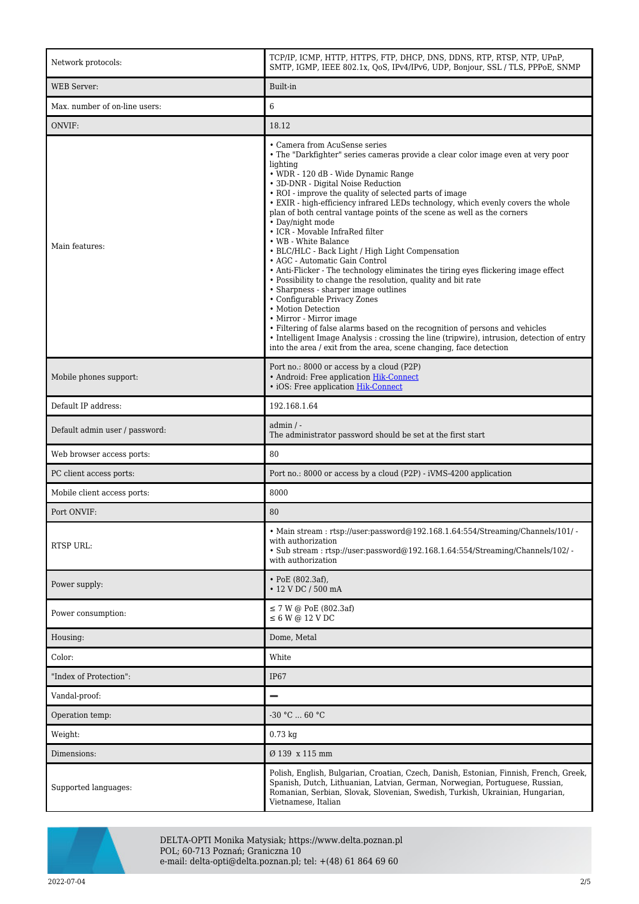| Network protocols: | TCP/IP, ICMP, HTTP, HTTPS, FTP, DHCP, DNS, DDNS, RTP, RTSP, NTP, UPnP, SMTP, IGMP, IEEE 802.1x, QoS, IPv4/IPv6, UDP, Bonjour, SSL / TLS, PPPoE, SNMP |
|---|---|
| WEB Server: | Built-in |
| Max. number of on-line users: | 6 |
| ONVIF: | 18.12 |
| Main features: | • Camera from AcuSense series<br>• The "Darkfighter" series cameras provide a clear color image even at very poor lighting<br>• WDR - 120 dB - Wide Dynamic Range<br>• 3D-DNR - Digital Noise Reduction<br>• ROI - improve the quality of selected parts of image<br>• EXIR - high-efficiency infrared LEDs technology, which evenly covers the whole plan of both central vantage points of the scene as well as the corners<br>• Day/night mode<br>• ICR - Movable InfraRed filter<br>• WB - White Balance<br>• BLC/HLC - Back Light / High Light Compensation<br>• AGC - Automatic Gain Control<br>• Anti-Flicker - The technology eliminates the tiring eyes flickering image effect<br>• Possibility to change the resolution, quality and bit rate<br>• Sharpness - sharper image outlines<br>• Configurable Privacy Zones<br>• Motion Detection<br>• Mirror - Mirror image<br>• Filtering of false alarms based on the recognition of persons and vehicles<br>• Intelligent Image Analysis : crossing the line (tripwire), intrusion, detection of entry into the area / exit from the area, scene changing, face detection |
| Mobile phones support: | Port no.: 8000 or access by a cloud (P2P)<br>• Android: Free application Hik-Connect<br>• iOS: Free application Hik-Connect |
| Default IP address: | 192.168.1.64 |
| Default admin user / password: | admin / -<br>The administrator password should be set at the first start |
| Web browser access ports: | 80 |
| PC client access ports: | Port no.: 8000 or access by a cloud (P2P) - iVMS-4200 application |
| Mobile client access ports: | 8000 |
| Port ONVIF: | 80 |
| RTSP URL: | • Main stream : rtsp://user:password@192.168.1.64:554/Streaming/Channels/101/ - with authorization<br>• Sub stream : rtsp://user:password@192.168.1.64:554/Streaming/Channels/102/ - with authorization |
| Power supply: | • PoE (802.3af),<br>• 12 V DC / 500 mA |
| Power consumption: | ≤ 7 W @ PoE (802.3af)<br>≤ 6 W @ 12 V DC |
| Housing: | Dome, Metal |
| Color: | White |
| "Index of Protection": | IP67 |
| Vandal-proof: | – |
| Operation temp: | -30 °C ... 60 °C |
| Weight: | 0.73 kg |
| Dimensions: | Ø 139 x 115 mm |
| Supported languages: | Polish, English, Bulgarian, Croatian, Czech, Danish, Estonian, Finnish, French, Greek, Spanish, Dutch, Lithuanian, Latvian, German, Norwegian, Portuguese, Russian, Romanian, Serbian, Slovak, Slovenian, Swedish, Turkish, Ukrainian, Hungarian, Vietnamese, Italian |

DELTA-OPTI Monika Matysiak; https://www.delta.poznan.pl
POL; 60-713 Poznań; Graniczna 10
e-mail: delta-opti@delta.poznan.pl; tel: +(48) 61 864 69 60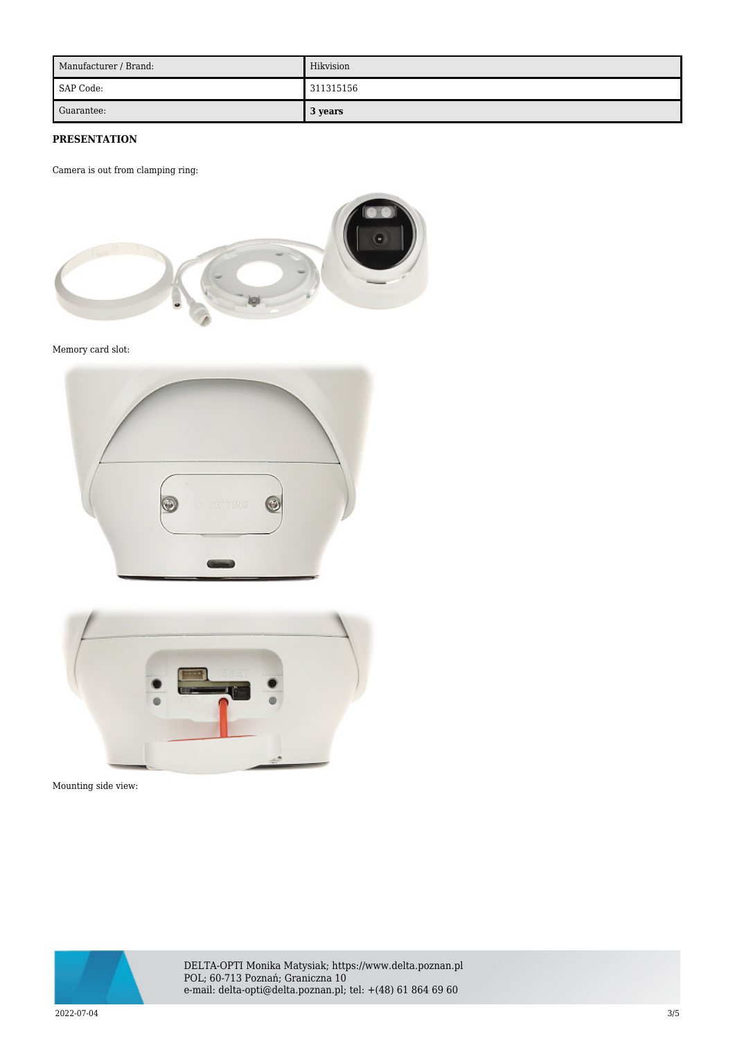| Manufacturer / Brand: | Hikvision |
| --- | --- |
| SAP Code: | 311315156 |
| Guarantee: | **3 years** |

**PRESENTATION**

Camera is out from clamping ring:

Memory card slot:

Mounting side view: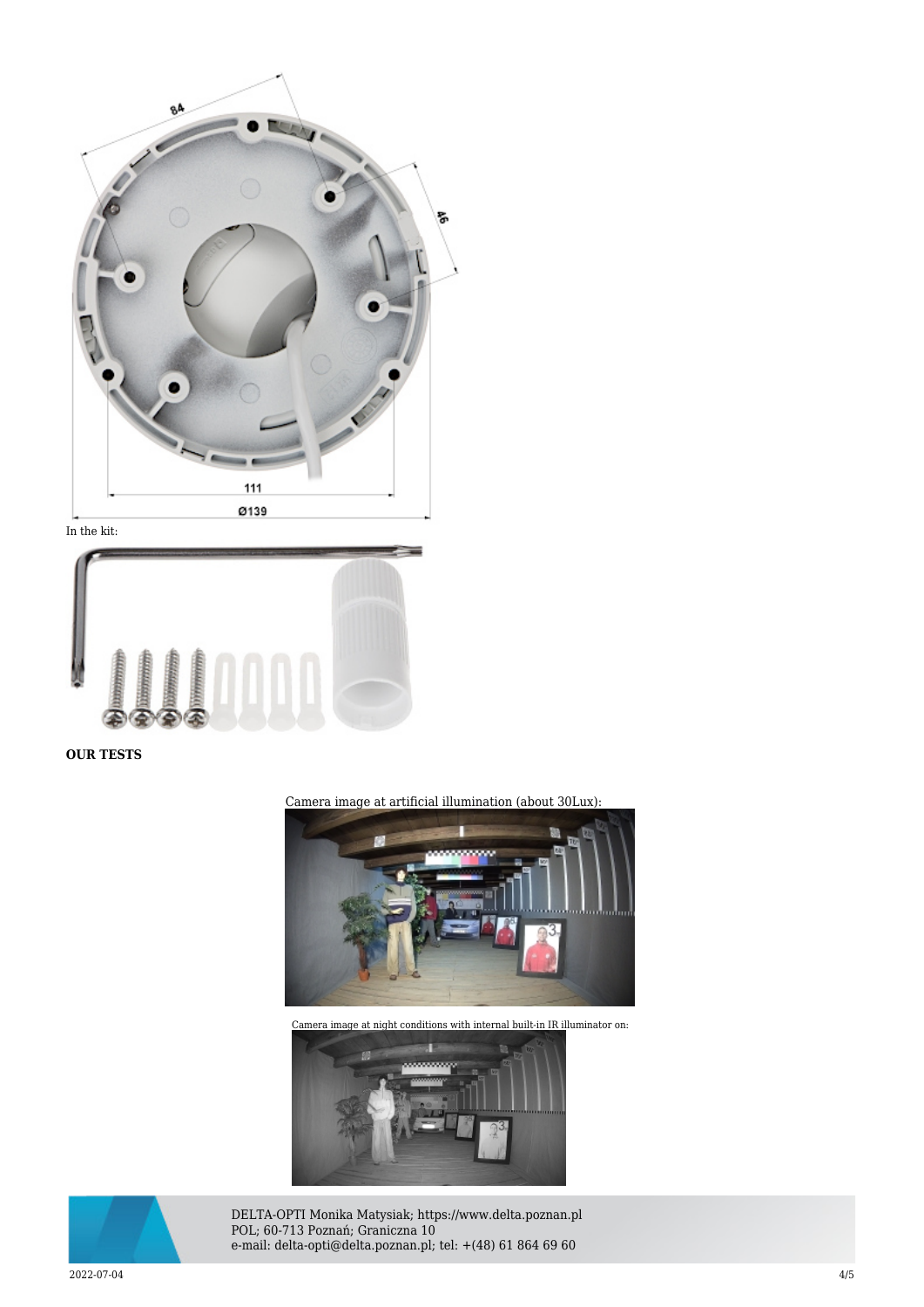In the kit:

**OUR TESTS**

Camera image at artificial illumination (about 30Lux):

Camera image at night conditions with internal built-in IR illuminator on: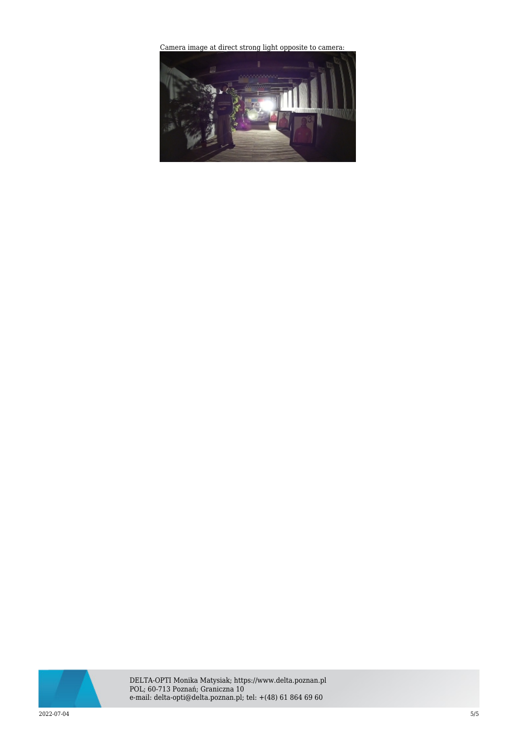Camera image at direct strong light opposite to camera: